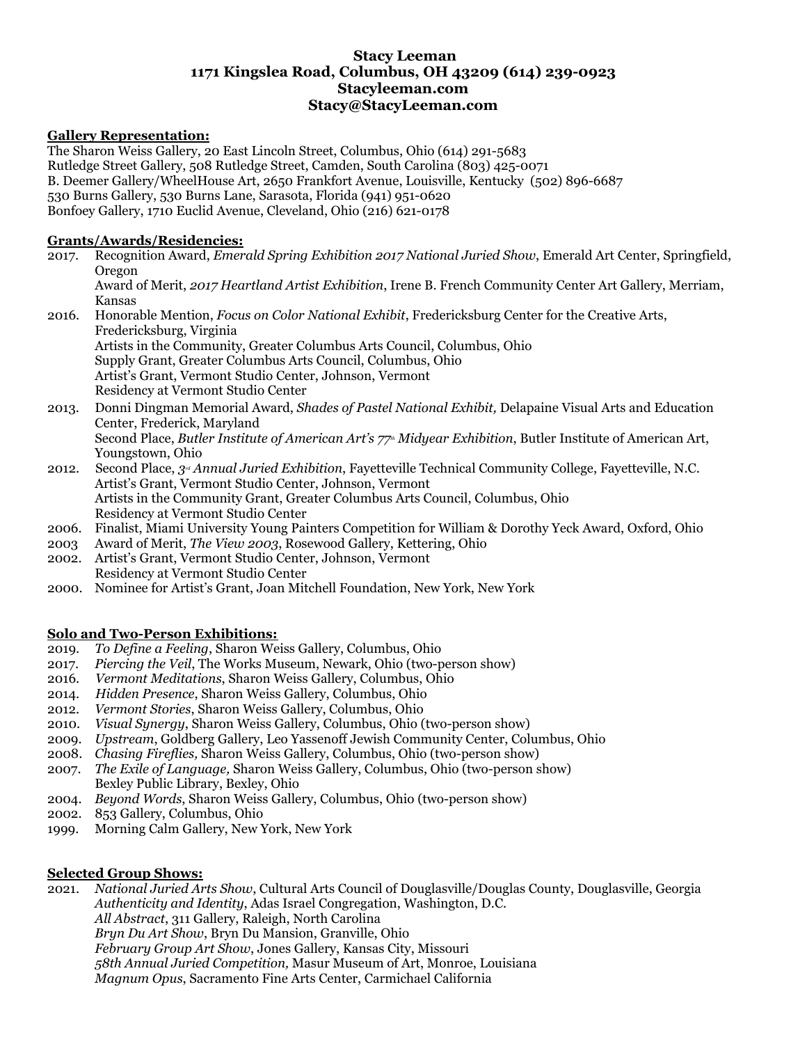**Stacy Leeman**
**1171 Kingslea Road, Columbus, OH 43209 (614) 239-0923**
**Stacyleeman.com**
**Stacy@StacyLeeman.com**

## Gallery Representation:

The Sharon Weiss Gallery, 20 East Lincoln Street, Columbus, Ohio (614) 291-5683
Rutledge Street Gallery, 508 Rutledge Street, Camden, South Carolina (803) 425-0071
B. Deemer Gallery/WheelHouse Art, 2650 Frankfort Avenue, Louisville, Kentucky (502) 896-6687
530 Burns Gallery, 530 Burns Lane, Sarasota, Florida (941) 951-0620
Bonfoey Gallery, 1710 Euclid Avenue, Cleveland, Ohio (216) 621-0178

## Grants/Awards/Residencies:

2017. Recognition Award, *Emerald Spring Exhibition 2017 National Juried Show*, Emerald Art Center, Springfield, Oregon
Award of Merit, *2017 Heartland Artist Exhibition*, Irene B. French Community Center Art Gallery, Merriam, Kansas

2016. Honorable Mention, *Focus on Color National Exhibit*, Fredericksburg Center for the Creative Arts, Fredericksburg, Virginia
Artists in the Community, Greater Columbus Arts Council, Columbus, Ohio
Supply Grant, Greater Columbus Arts Council, Columbus, Ohio
Artist's Grant, Vermont Studio Center, Johnson, Vermont
Residency at Vermont Studio Center

2013. Donni Dingman Memorial Award, *Shades of Pastel National Exhibit,* Delapaine Visual Arts and Education Center, Frederick, Maryland
Second Place, *Butler Institute of American Art's 77th Midyear Exhibition*, Butler Institute of American Art, Youngstown, Ohio

2012. Second Place, *3rd Annual Juried Exhibition*, Fayetteville Technical Community College, Fayetteville, N.C.
Artist's Grant, Vermont Studio Center, Johnson, Vermont
Artists in the Community Grant, Greater Columbus Arts Council, Columbus, Ohio
Residency at Vermont Studio Center

2006. Finalist, Miami University Young Painters Competition for William & Dorothy Yeck Award, Oxford, Ohio

2003 Award of Merit, *The View 2003*, Rosewood Gallery, Kettering, Ohio

2002. Artist's Grant, Vermont Studio Center, Johnson, Vermont
Residency at Vermont Studio Center

2000. Nominee for Artist's Grant, Joan Mitchell Foundation, New York, New York

## Solo and Two-Person Exhibitions:

2019. *To Define a Feeling*, Sharon Weiss Gallery, Columbus, Ohio
2017. *Piercing the Veil*, The Works Museum, Newark, Ohio (two-person show)
2016. *Vermont Meditations*, Sharon Weiss Gallery, Columbus, Ohio
2014. *Hidden Presence*, Sharon Weiss Gallery, Columbus, Ohio
2012. *Vermont Stories*, Sharon Weiss Gallery, Columbus, Ohio
2010. *Visual Synergy*, Sharon Weiss Gallery, Columbus, Ohio (two-person show)
2009. *Upstream*, Goldberg Gallery, Leo Yassenoff Jewish Community Center, Columbus, Ohio
2008. *Chasing Fireflies,* Sharon Weiss Gallery, Columbus, Ohio (two-person show)
2007. *The Exile of Language,* Sharon Weiss Gallery, Columbus, Ohio (two-person show)
Bexley Public Library, Bexley, Ohio
2004. *Beyond Words*, Sharon Weiss Gallery, Columbus, Ohio (two-person show)
2002. 853 Gallery, Columbus, Ohio
1999. Morning Calm Gallery, New York, New York

## Selected Group Shows:

2021. *National Juried Arts Show*, Cultural Arts Council of Douglasville/Douglas County, Douglasville, Georgia
*Authenticity and Identity*, Adas Israel Congregation, Washington, D.C.
*All Abstract*, 311 Gallery, Raleigh, North Carolina
*Bryn Du Art Show*, Bryn Du Mansion, Granville, Ohio
*February Group Art Show*, Jones Gallery, Kansas City, Missouri
*58th Annual Juried Competition,* Masur Museum of Art, Monroe, Louisiana
*Magnum Opus*, Sacramento Fine Arts Center, Carmichael California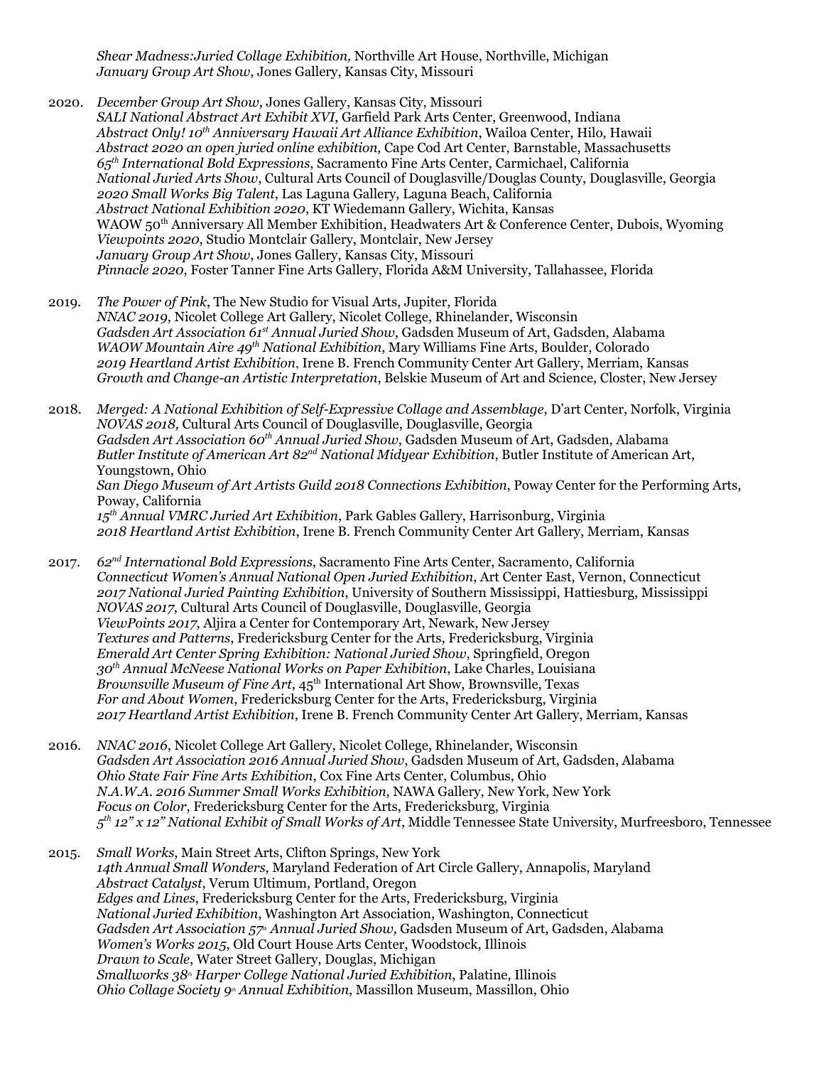*Shear Madness:Juried Collage Exhibition,* Northville Art House, Northville, Michigan
*January Group Art Show*, Jones Gallery, Kansas City, Missouri

2020. *December Group Art Show*, Jones Gallery, Kansas City, Missouri
*SALI National Abstract Art Exhibit XVI*, Garfield Park Arts Center, Greenwood, Indiana
*Abstract Only! 10th Anniversary Hawaii Art Alliance Exhibition*, Wailoa Center, Hilo, Hawaii
*Abstract 2020 an open juried online exhibition*, Cape Cod Art Center, Barnstable, Massachusetts
*65th International Bold Expressions*, Sacramento Fine Arts Center, Carmichael, California
*National Juried Arts Show*, Cultural Arts Council of Douglasville/Douglas County, Douglasville, Georgia
*2020 Small Works Big Talent*, Las Laguna Gallery, Laguna Beach, California
*Abstract National Exhibition 2020*, KT Wiedemann Gallery, Wichita, Kansas
WAOW 50th Anniversary All Member Exhibition, Headwaters Art & Conference Center, Dubois, Wyoming
*Viewpoints 2020*, Studio Montclair Gallery, Montclair, New Jersey
*January Group Art Show*, Jones Gallery, Kansas City, Missouri
*Pinnacle 2020*, Foster Tanner Fine Arts Gallery, Florida A&M University, Tallahassee, Florida

2019. *The Power of Pink*, The New Studio for Visual Arts, Jupiter, Florida
*NNAC 2019*, Nicolet College Art Gallery, Nicolet College, Rhinelander, Wisconsin
*Gadsden Art Association 61st Annual Juried Show*, Gadsden Museum of Art, Gadsden, Alabama
*WAOW Mountain Aire 49th National Exhibition*, Mary Williams Fine Arts, Boulder, Colorado
*2019 Heartland Artist Exhibition*, Irene B. French Community Center Art Gallery, Merriam, Kansas
*Growth and Change-an Artistic Interpretation*, Belskie Museum of Art and Science, Closter, New Jersey

2018. *Merged: A National Exhibition of Self-Expressive Collage and Assemblage*, D'art Center, Norfolk, Virginia
*NOVAS 2018,* Cultural Arts Council of Douglasville, Douglasville, Georgia
*Gadsden Art Association 60th Annual Juried Show*, Gadsden Museum of Art, Gadsden, Alabama
*Butler Institute of American Art 82nd National Midyear Exhibition*, Butler Institute of American Art, Youngstown, Ohio
*San Diego Museum of Art Artists Guild 2018 Connections Exhibition*, Poway Center for the Performing Arts, Poway, California
*15th Annual VMRC Juried Art Exhibition*, Park Gables Gallery, Harrisonburg, Virginia
*2018 Heartland Artist Exhibition*, Irene B. French Community Center Art Gallery, Merriam, Kansas

2017. *62nd International Bold Expressions*, Sacramento Fine Arts Center, Sacramento, California
*Connecticut Women's Annual National Open Juried Exhibition*, Art Center East, Vernon, Connecticut
*2017 National Juried Painting Exhibition*, University of Southern Mississippi, Hattiesburg, Mississippi
*NOVAS 2017*, Cultural Arts Council of Douglasville, Douglasville, Georgia
*ViewPoints 2017,* Aljira a Center for Contemporary Art, Newark, New Jersey
*Textures and Patterns*, Fredericksburg Center for the Arts, Fredericksburg, Virginia
*Emerald Art Center Spring Exhibition: National Juried Show*, Springfield, Oregon
*30th Annual McNeese National Works on Paper Exhibition*, Lake Charles, Louisiana
*Brownsville Museum of Fine Art*, 45th International Art Show, Brownsville, Texas
*For and About Women*, Fredericksburg Center for the Arts, Fredericksburg, Virginia
*2017 Heartland Artist Exhibition*, Irene B. French Community Center Art Gallery, Merriam, Kansas

2016. *NNAC 2016*, Nicolet College Art Gallery, Nicolet College, Rhinelander, Wisconsin
*Gadsden Art Association 2016 Annual Juried Show*, Gadsden Museum of Art, Gadsden, Alabama
*Ohio State Fair Fine Arts Exhibition*, Cox Fine Arts Center, Columbus, Ohio
*N.A.W.A. 2016 Summer Small Works Exhibition*, NAWA Gallery, New York, New York
*Focus on Color*, Fredericksburg Center for the Arts, Fredericksburg, Virginia
*5th 12" x 12" National Exhibit of Small Works of Art*, Middle Tennessee State University, Murfreesboro, Tennessee

2015. *Small Works*, Main Street Arts, Clifton Springs, New York
*14th Annual Small Wonders*, Maryland Federation of Art Circle Gallery, Annapolis, Maryland
*Abstract Catalyst*, Verum Ultimum, Portland, Oregon
*Edges and Lines*, Fredericksburg Center for the Arts, Fredericksburg, Virginia
*National Juried Exhibition*, Washington Art Association, Washington, Connecticut
*Gadsden Art Association 57th Annual Juried Show,* Gadsden Museum of Art, Gadsden, Alabama
*Women's Works 2015*, Old Court House Arts Center, Woodstock, Illinois
*Drawn to Scale*, Water Street Gallery, Douglas, Michigan
*Smallworks 38th Harper College National Juried Exhibition*, Palatine, Illinois
*Ohio Collage Society 9th Annual Exhibition*, Massillon Museum, Massillon, Ohio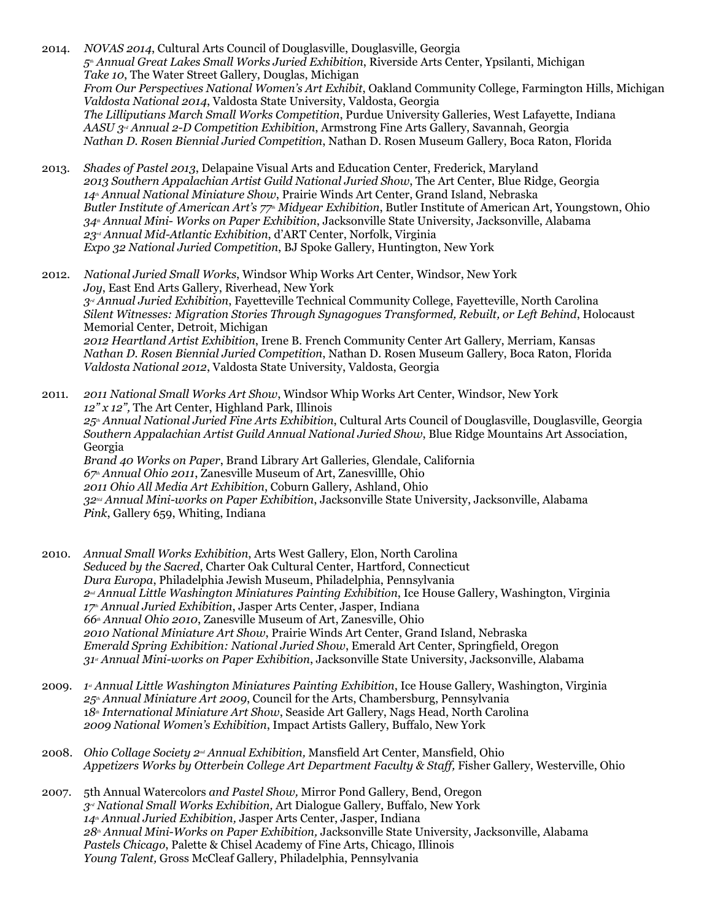2014. *NOVAS 2014*, Cultural Arts Council of Douglasville, Douglasville, Georgia
*5th Annual Great Lakes Small Works Juried Exhibition*, Riverside Arts Center, Ypsilanti, Michigan
*Take 10*, The Water Street Gallery, Douglas, Michigan
*From Our Perspectives National Women's Art Exhibit*, Oakland Community College, Farmington Hills, Michigan
*Valdosta National 2014*, Valdosta State University, Valdosta, Georgia
*The Lilliputians March Small Works Competition*, Purdue University Galleries, West Lafayette, Indiana
*AASU 3rd Annual 2-D Competition Exhibition*, Armstrong Fine Arts Gallery, Savannah, Georgia
*Nathan D. Rosen Biennial Juried Competition*, Nathan D. Rosen Museum Gallery, Boca Raton, Florida

2013. *Shades of Pastel 2013*, Delapaine Visual Arts and Education Center, Frederick, Maryland
*2013 Southern Appalachian Artist Guild National Juried Show*, The Art Center, Blue Ridge, Georgia
*14th Annual National Miniature Show*, Prairie Winds Art Center, Grand Island, Nebraska
*Butler Institute of American Art's 77th Midyear Exhibition*, Butler Institute of American Art, Youngstown, Ohio
*34th Annual Mini- Works on Paper Exhibition*, Jacksonville State University, Jacksonville, Alabama
*23rd Annual Mid-Atlantic Exhibition*, d'ART Center, Norfolk, Virginia
*Expo 32 National Juried Competition*, BJ Spoke Gallery, Huntington, New York

2012. *National Juried Small Works*, Windsor Whip Works Art Center, Windsor, New York
*Joy*, East End Arts Gallery, Riverhead, New York
*3rd Annual Juried Exhibition*, Fayetteville Technical Community College, Fayetteville, North Carolina
*Silent Witnesses: Migration Stories Through Synagogues Transformed, Rebuilt, or Left Behind*, Holocaust Memorial Center, Detroit, Michigan
*2012 Heartland Artist Exhibition*, Irene B. French Community Center Art Gallery, Merriam, Kansas
*Nathan D. Rosen Biennial Juried Competition*, Nathan D. Rosen Museum Gallery, Boca Raton, Florida
*Valdosta National 2012*, Valdosta State University, Valdosta, Georgia

2011. *2011 National Small Works Art Show*, Windsor Whip Works Art Center, Windsor, New York
*12" x 12"*, The Art Center, Highland Park, Illinois
*25th Annual National Juried Fine Arts Exhibition*, Cultural Arts Council of Douglasville, Douglasville, Georgia
*Southern Appalachian Artist Guild Annual National Juried Show*, Blue Ridge Mountains Art Association, Georgia
*Brand 40 Works on Paper*, Brand Library Art Galleries, Glendale, California
*67th Annual Ohio 2011*, Zanesville Museum of Art, Zanesvillle, Ohio
*2011 Ohio All Media Art Exhibition*, Coburn Gallery, Ashland, Ohio
*32Nd Annual Mini-works on Paper Exhibition*, Jacksonville State University, Jacksonville, Alabama
*Pink*, Gallery 659, Whiting, Indiana

2010. *Annual Small Works Exhibition*, Arts West Gallery, Elon, North Carolina
*Seduced by the Sacred*, Charter Oak Cultural Center, Hartford, Connecticut
*Dura Europa*, Philadelphia Jewish Museum, Philadelphia, Pennsylvania
*2nd Annual Little Washington Miniatures Painting Exhibition*, Ice House Gallery, Washington, Virginia
*17th Annual Juried Exhibition*, Jasper Arts Center, Jasper, Indiana
*66th Annual Ohio 2010*, Zanesville Museum of Art, Zanesville, Ohio
*2010 National Miniature Art Show*, Prairie Winds Art Center, Grand Island, Nebraska
*Emerald Spring Exhibition: National Juried Show*, Emerald Art Center, Springfield, Oregon
*31st Annual Mini-works on Paper Exhibition*, Jacksonville State University, Jacksonville, Alabama

2009. *1st Annual Little Washington Miniatures Painting Exhibition*, Ice House Gallery, Washington, Virginia
*25th Annual Miniature Art 2009*, Council for the Arts, Chambersburg, Pennsylvania
*18th International Miniature Art Show*, Seaside Art Gallery, Nags Head, North Carolina
*2009 National Women's Exhibition*, Impact Artists Gallery, Buffalo, New York

2008. *Ohio Collage Society 2nd Annual Exhibition,* Mansfield Art Center, Mansfield, Ohio
*Appetizers Works by Otterbein College Art Department Faculty & Staff,* Fisher Gallery, Westerville, Ohio

2007. 5th Annual Watercolors *and Pastel Show,* Mirror Pond Gallery, Bend, Oregon
*3rd National Small Works Exhibition,* Art Dialogue Gallery, Buffalo, New York
*14th Annual Juried Exhibition,* Jasper Arts Center, Jasper, Indiana
*28th Annual Mini-Works on Paper Exhibition,* Jacksonville State University, Jacksonville, Alabama
*Pastels Chicago*, Palette & Chisel Academy of Fine Arts, Chicago, Illinois
*Young Talent,* Gross McCleaf Gallery, Philadelphia, Pennsylvania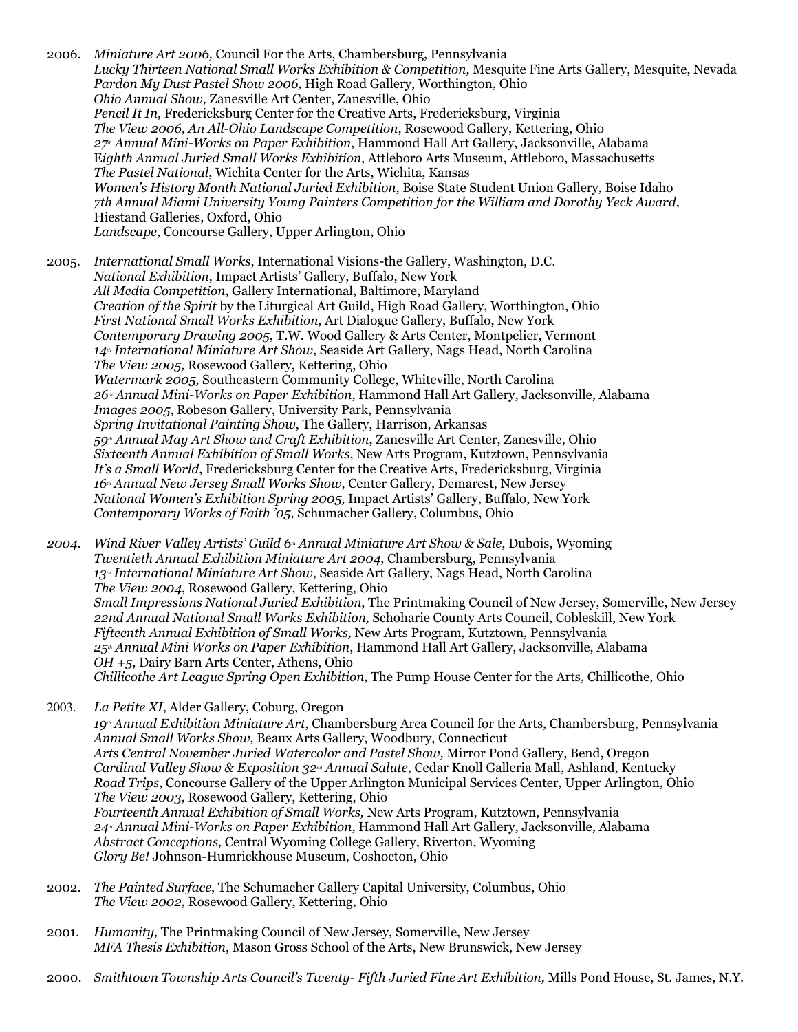2006. *Miniature Art 2006*, Council For the Arts, Chambersburg, Pennsylvania
*Lucky Thirteen National Small Works Exhibition & Competition,* Mesquite Fine Arts Gallery, Mesquite, Nevada
*Pardon My Dust Pastel Show 2006,* High Road Gallery, Worthington, Ohio
*Ohio Annual Show,* Zanesville Art Center, Zanesville, Ohio
*Pencil It In*, Fredericksburg Center for the Creative Arts, Fredericksburg, Virginia
*The View 2006, An All-Ohio Landscape Competition*, Rosewood Gallery, Kettering, Ohio
*27th Annual Mini-Works on Paper Exhibition*, Hammond Hall Art Gallery, Jacksonville, Alabama
E*ighth Annual Juried Small Works Exhibition*, Attleboro Arts Museum, Attleboro, Massachusetts
*The Pastel National*, Wichita Center for the Arts, Wichita, Kansas
*Women's History Month National Juried Exhibition*, Boise State Student Union Gallery, Boise Idaho
*7th Annual Miami University Young Painters Competition for the William and Dorothy Yeck Award*, Hiestand Galleries, Oxford, Ohio
*Landscape*, Concourse Gallery, Upper Arlington, Ohio

2005. *International Small Works*, International Visions-the Gallery, Washington, D.C.
*National Exhibition*, Impact Artists' Gallery, Buffalo, New York
*All Media Competition*, Gallery International, Baltimore, Maryland
*Creation of the Spirit* by the Liturgical Art Guild, High Road Gallery, Worthington, Ohio
*First National Small Works Exhibition*, Art Dialogue Gallery, Buffalo, New York
*Contemporary Drawing 2005*, T.W. Wood Gallery & Arts Center, Montpelier, Vermont
*14th International Miniature Art Show*, Seaside Art Gallery, Nags Head, North Carolina
*The View 2005,* Rosewood Gallery, Kettering, Ohio
*Watermark 2005,* Southeastern Community College, Whiteville, North Carolina
*26th Annual Mini-Works on Paper Exhibition*, Hammond Hall Art Gallery, Jacksonville, Alabama
*Images 2005*, Robeson Gallery, University Park, Pennsylvania
*Spring Invitational Painting Show*, The Gallery, Harrison, Arkansas
*59th Annual May Art Show and Craft Exhibition*, Zanesville Art Center, Zanesville, Ohio
*Sixteenth Annual Exhibition of Small Works*, New Arts Program, Kutztown, Pennsylvania
*It's a Small World*, Fredericksburg Center for the Creative Arts, Fredericksburg, Virginia
*16th Annual New Jersey Small Works Show*, Center Gallery, Demarest, New Jersey
*National Women's Exhibition Spring 2005,* Impact Artists' Gallery, Buffalo, New York
*Contemporary Works of Faith '05,* Schumacher Gallery, Columbus, Ohio

*2004. Wind River Valley Artists' Guild 6th Annual Miniature Art Show & Sale*, Dubois, Wyoming
*Twentieth Annual Exhibition Miniature Art 2004*, Chambersburg, Pennsylvania
*13th International Miniature Art Show*, Seaside Art Gallery, Nags Head, North Carolina
*The View 2004*, Rosewood Gallery, Kettering, Ohio
*Small Impressions National Juried Exhibition*, The Printmaking Council of New Jersey, Somerville, New Jersey
*22nd Annual National Small Works Exhibition,* Schoharie County Arts Council, Cobleskill, New York
*Fifteenth Annual Exhibition of Small Works,* New Arts Program, Kutztown, Pennsylvania
*25th Annual Mini Works on Paper Exhibition*, Hammond Hall Art Gallery, Jacksonville, Alabama
*OH +5*, Dairy Barn Arts Center, Athens, Ohio
*Chillicothe Art League Spring Open Exhibition*, The Pump House Center for the Arts, Chillicothe, Ohio

2003. *La Petite XI*, Alder Gallery, Coburg, Oregon
*19th Annual Exhibition Miniature Art*, Chambersburg Area Council for the Arts, Chambersburg, Pennsylvania
*Annual Small Works Show,* Beaux Arts Gallery, Woodbury, Connecticut
*Arts Central November Juried Watercolor and Pastel Show,* Mirror Pond Gallery, Bend, Oregon
*Cardinal Valley Show & Exposition 32nd Annual Salute*, Cedar Knoll Galleria Mall, Ashland, Kentucky
*Road Trips*, Concourse Gallery of the Upper Arlington Municipal Services Center, Upper Arlington, Ohio
*The View 2003,* Rosewood Gallery, Kettering, Ohio
*Fourteenth Annual Exhibition of Small Works,* New Arts Program, Kutztown, Pennsylvania
*24th Annual Mini-Works on Paper Exhibition*, Hammond Hall Art Gallery, Jacksonville, Alabama
*Abstract Conceptions,* Central Wyoming College Gallery, Riverton, Wyoming
*Glory Be!* Johnson-Humrickhouse Museum, Coshocton, Ohio

2002. *The Painted Surface*, The Schumacher Gallery Capital University, Columbus, Ohio
*The View 2002*, Rosewood Gallery, Kettering, Ohio

2001. *Humanity,* The Printmaking Council of New Jersey, Somerville, New Jersey
*MFA Thesis Exhibition*, Mason Gross School of the Arts, New Brunswick, New Jersey

2000. *Smithtown Township Arts Council's Twenty- Fifth Juried Fine Art Exhibition,* Mills Pond House, St. James, N.Y.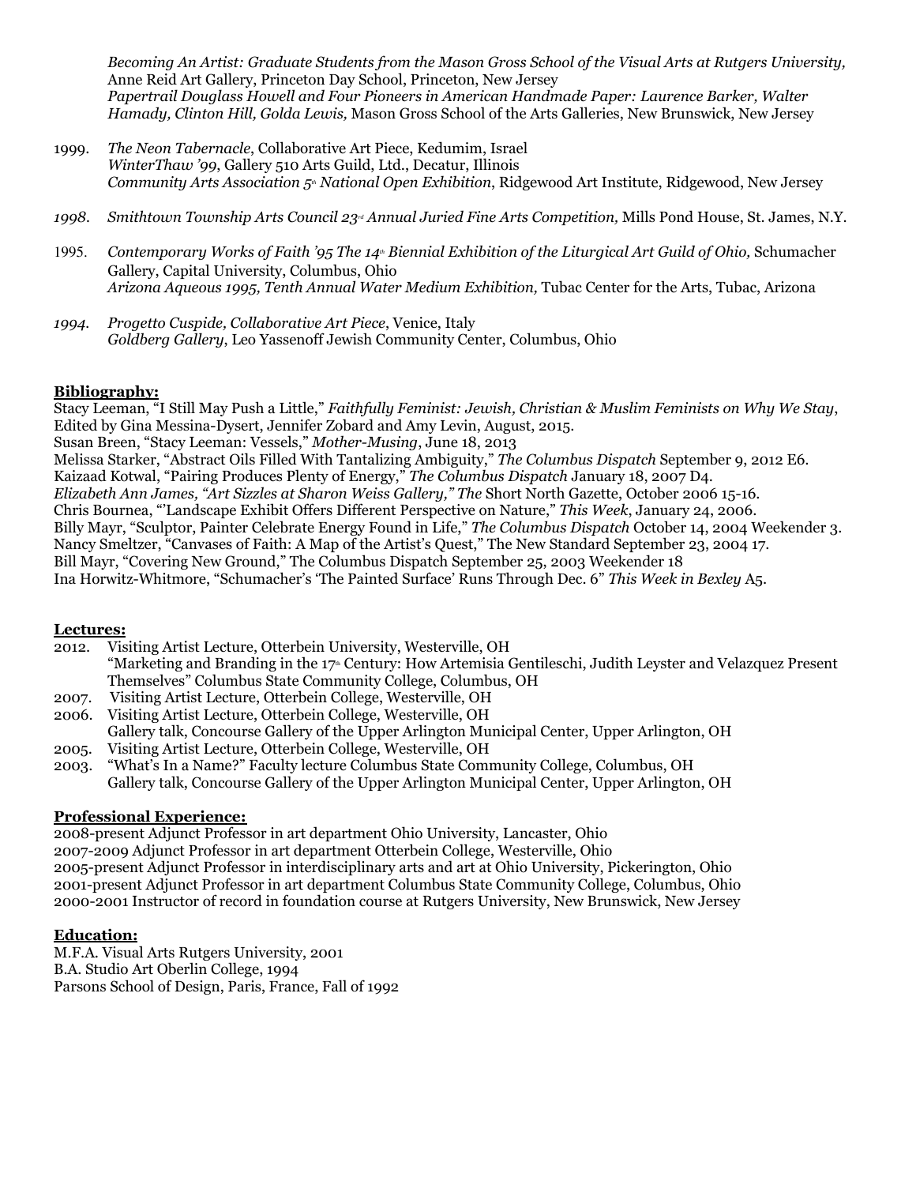*Becoming An Artist: Graduate Students from the Mason Gross School of the Visual Arts at Rutgers University,* Anne Reid Art Gallery, Princeton Day School, Princeton, New Jersey
*Papertrail Douglass Howell and Four Pioneers in American Handmade Paper: Laurence Barker, Walter Hamady, Clinton Hill, Golda Lewis,* Mason Gross School of the Arts Galleries, New Brunswick, New Jersey

1999. *The Neon Tabernacle*, Collaborative Art Piece, Kedumim, Israel
*WinterThaw '99*, Gallery 510 Arts Guild, Ltd., Decatur, Illinois
*Community Arts Association 5th National Open Exhibition*, Ridgewood Art Institute, Ridgewood, New Jersey

*1998. Smithtown Township Arts Council 23rd Annual Juried Fine Arts Competition,* Mills Pond House, St. James, N.Y.

1995. *Contemporary Works of Faith '95 The 14th Biennial Exhibition of the Liturgical Art Guild of Ohio,* Schumacher Gallery, Capital University, Columbus, Ohio
*Arizona Aqueous 1995, Tenth Annual Water Medium Exhibition,* Tubac Center for the Arts, Tubac, Arizona

*1994. Progetto Cuspide, Collaborative Art Piece*, Venice, Italy
*Goldberg Gallery*, Leo Yassenoff Jewish Community Center, Columbus, Ohio

**Bibliography:**

Stacy Leeman, "I Still May Push a Little," *Faithfully Feminist: Jewish, Christian & Muslim Feminists on Why We Stay*, Edited by Gina Messina-Dysert, Jennifer Zobard and Amy Levin, August, 2015.
Susan Breen, "Stacy Leeman: Vessels," *Mother-Musing*, June 18, 2013
Melissa Starker, "Abstract Oils Filled With Tantalizing Ambiguity," *The Columbus Dispatch* September 9, 2012 E6.
Kaizaad Kotwal, "Pairing Produces Plenty of Energy," *The Columbus Dispatch* January 18, 2007 D4.
*Elizabeth Ann James, "Art Sizzles at Sharon Weiss Gallery," The* Short North Gazette, October 2006 15-16.
Chris Bournea, "'Landscape Exhibit Offers Different Perspective on Nature," *This Week*, January 24, 2006.
Billy Mayr, "Sculptor, Painter Celebrate Energy Found in Life," *The Columbus Dispatch* October 14, 2004 Weekender 3.
Nancy Smeltzer, "Canvases of Faith: A Map of the Artist's Quest," The New Standard September 23, 2004 17.
Bill Mayr, "Covering New Ground," The Columbus Dispatch September 25, 2003 Weekender 18
Ina Horwitz-Whitmore, "Schumacher's 'The Painted Surface' Runs Through Dec. 6" *This Week in Bexley* A5.

**Lectures:**

2012. Visiting Artist Lecture, Otterbein University, Westerville, OH
"Marketing and Branding in the 17th Century: How Artemisia Gentileschi, Judith Leyster and Velazquez Present Themselves" Columbus State Community College, Columbus, OH
2007. Visiting Artist Lecture, Otterbein College, Westerville, OH
2006. Visiting Artist Lecture, Otterbein College, Westerville, OH
Gallery talk, Concourse Gallery of the Upper Arlington Municipal Center, Upper Arlington, OH
2005. Visiting Artist Lecture, Otterbein College, Westerville, OH
2003. "What's In a Name?" Faculty lecture Columbus State Community College, Columbus, OH
Gallery talk, Concourse Gallery of the Upper Arlington Municipal Center, Upper Arlington, OH

**Professional Experience:**

2008-present Adjunct Professor in art department Ohio University, Lancaster, Ohio
2007-2009 Adjunct Professor in art department Otterbein College, Westerville, Ohio
2005-present Adjunct Professor in interdisciplinary arts and art at Ohio University, Pickerington, Ohio
2001-present Adjunct Professor in art department Columbus State Community College, Columbus, Ohio
2000-2001 Instructor of record in foundation course at Rutgers University, New Brunswick, New Jersey

**Education:**

M.F.A. Visual Arts Rutgers University, 2001
B.A. Studio Art Oberlin College, 1994
Parsons School of Design, Paris, France, Fall of 1992